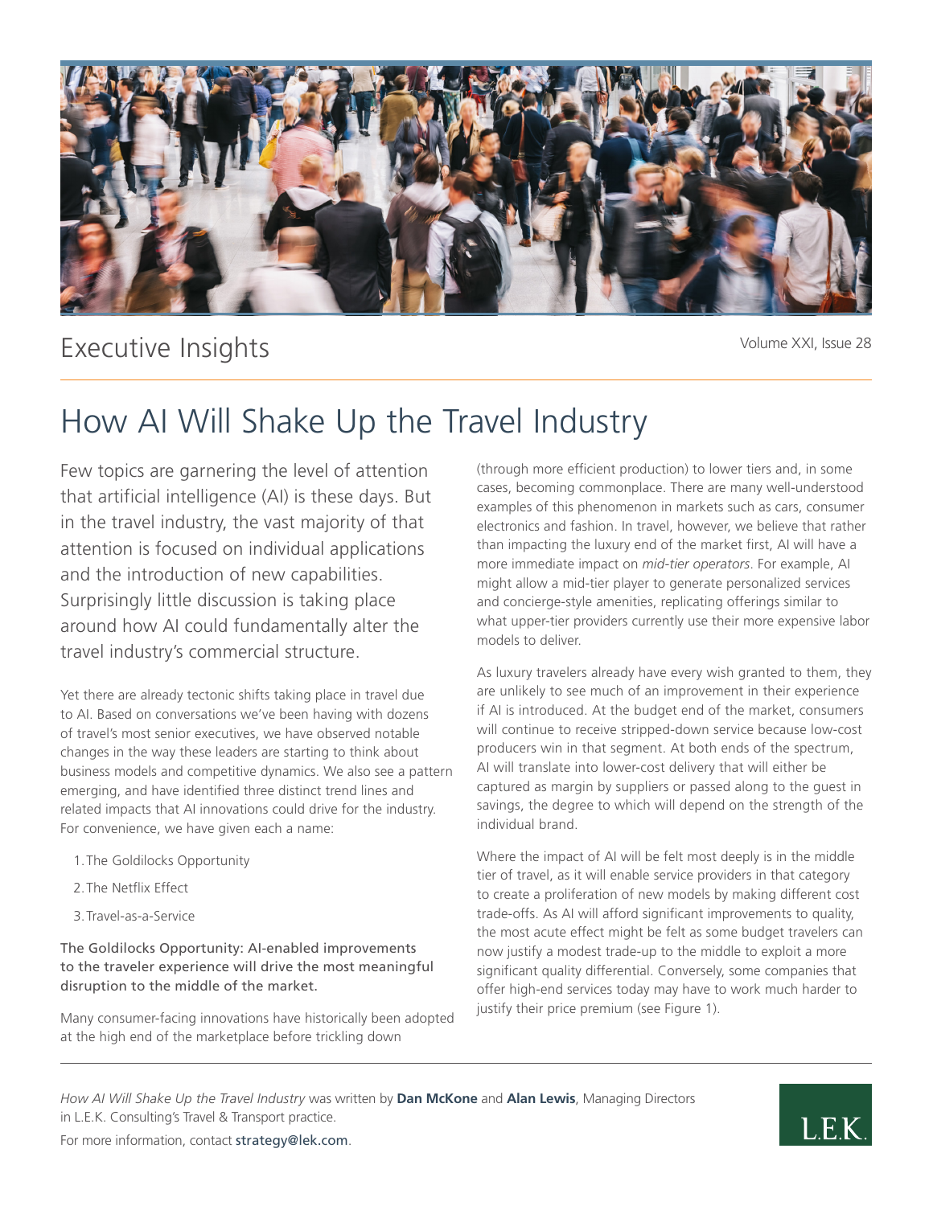Executive Insights

# How AI Will Shake Up the Travel Industry

Few topics are garnering the level of attention that artificial intelligence (AI) is these days. But in the travel industry, the vast majority of that attention is focused on individual applications and the introduction of new capabilities. Surprisingly little discussion is taking place around how AI could fundamentally alter the travel industry's commercial structure.

Yet there are already tectonic shifts taking place in travel due to AI. Based on conversations we've been having with dozens of travel's most senior executives, we have observed notable changes in the way these leaders are starting to think about business models and competitive dynamics. We also see a pattern emerging, and have identified three distinct trend lines and related impacts that AI innovations could drive for the industry. For convenience, we have given each a name:

1. The Goldilocks Opportunity
2. The Netflix Effect
3. Travel-as-a-Service

**The Goldilocks Opportunity: AI-enabled improvements to the traveler experience will drive the most meaningful disruption to the middle of the market.**

Many consumer-facing innovations have historically been adopted at the high end of the marketplace before trickling down (through more efficient production) to lower tiers and, in some cases, becoming commonplace. There are many well-understood examples of this phenomenon in markets such as cars, consumer electronics and fashion. In travel, however, we believe that rather than impacting the luxury end of the market first, AI will have a more immediate impact on *mid-tier operators*. For example, AI might allow a mid-tier player to generate personalized services and concierge-style amenities, replicating offerings similar to what upper-tier providers currently use their more expensive labor models to deliver.

As luxury travelers already have every wish granted to them, they are unlikely to see much of an improvement in their experience if AI is introduced. At the budget end of the market, consumers will continue to receive stripped-down service because low-cost producers win in that segment. At both ends of the spectrum, AI will translate into lower-cost delivery that will either be captured as margin by suppliers or passed along to the guest in savings, the degree to which will depend on the strength of the individual brand.

Where the impact of AI will be felt most deeply is in the middle tier of travel, as it will enable service providers in that category to create a proliferation of new models by making different cost trade-offs. As AI will afford significant improvements to quality, the most acute effect might be felt as some budget travelers can now justify a modest trade-up to the middle to exploit a more significant quality differential. Conversely, some companies that offer high-end services today may have to work much harder to justify their price premium (see Figure 1).

---

*How AI Will Shake Up the Travel Industry* was written by **Dan McKone** and **Alan Lewis**, Managing Directors in L.E.K. Consulting's Travel & Transport practice.

For more information, contact strategy@lek.com.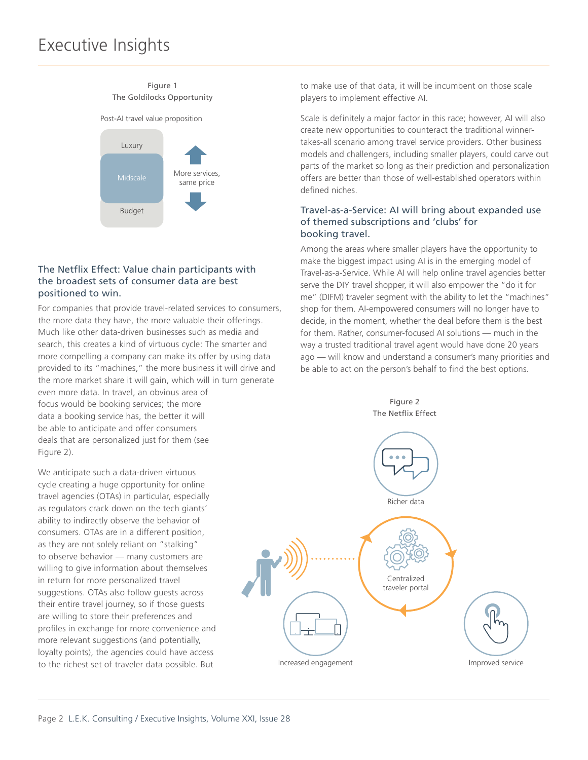Figure 1
The Goldilocks Opportunity

Post-AI travel value proposition

Luxury

Midscale

Budget

More services, same price

## The Netflix Effect: Value chain participants with the broadest sets of consumer data are best positioned to win.

For companies that provide travel-related services to consumers, the more data they have, the more valuable their offerings. Much like other data-driven businesses such as media and search, this creates a kind of virtuous cycle: The smarter and more compelling a company can make its offer by using data provided to its "machines," the more business it will drive and the more market share it will gain, which will in turn generate even more data. In travel, an obvious area of focus would be booking services; the more data a booking service has, the better it will be able to anticipate and offer consumers deals that are personalized just for them (see Figure 2).

We anticipate such a data-driven virtuous cycle creating a huge opportunity for online travel agencies (OTAs) in particular, especially as regulators crack down on the tech giants' ability to indirectly observe the behavior of consumers. OTAs are in a different position, as they are not solely reliant on "stalking" to observe behavior — many customers are willing to give information about themselves in return for more personalized travel suggestions. OTAs also follow guests across their entire travel journey, so if those guests are willing to store their preferences and profiles in exchange for more convenience and more relevant suggestions (and potentially, loyalty points), the agencies could have access to the richest set of traveler data possible. But to make use of that data, it will be incumbent on those scale players to implement effective AI.

Scale is definitely a major factor in this race; however, AI will also create new opportunities to counteract the traditional winner-takes-all scenario among travel service providers. Other business models and challengers, including smaller players, could carve out parts of the market so long as their prediction and personalization offers are better than those of well-established operators within defined niches.

## Travel-as-a-Service: AI will bring about expanded use of themed subscriptions and 'clubs' for booking travel.

Among the areas where smaller players have the opportunity to make the biggest impact using AI is in the emerging model of Travel-as-a-Service. While AI will help online travel agencies better serve the DIY travel shopper, it will also empower the "do it for me" (DIFM) traveler segment with the ability to let the "machines" shop for them. AI-empowered consumers will no longer have to decide, in the moment, whether the deal before them is the best for them. Rather, consumer-focused AI solutions — much in the way a trusted traditional travel agent would have done 20 years ago — will know and understand a consumer's many priorities and be able to act on the person's behalf to find the best options.

Figure 2
The Netflix Effect

Richer data

Centralized traveler portal

Increased engagement

Improved service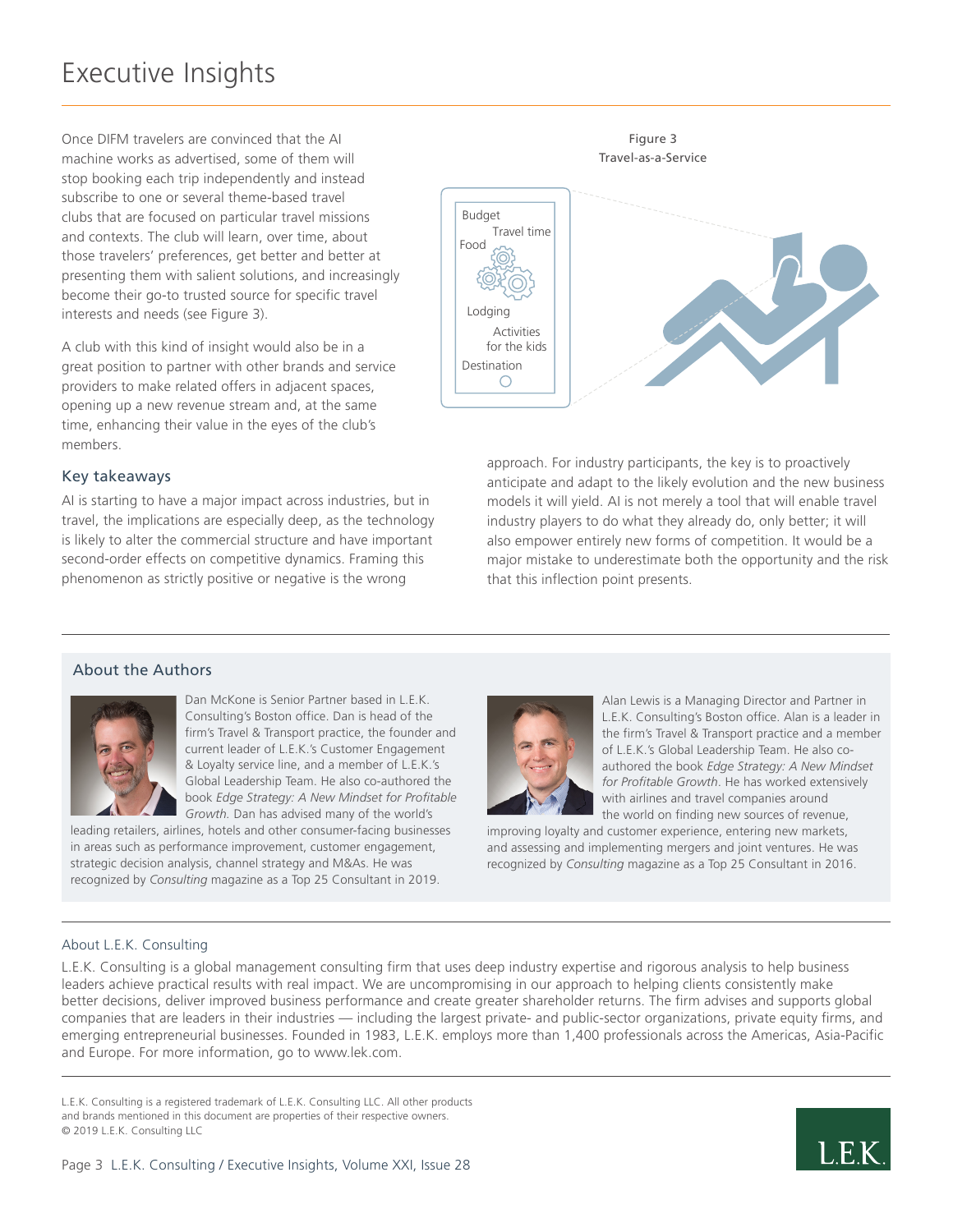# Executive Insights

Once DIFM travelers are convinced that the AI machine works as advertised, some of them will stop booking each trip independently and instead subscribe to one or several theme-based travel clubs that are focused on particular travel missions and contexts. The club will learn, over time, about those travelers' preferences, get better and better at presenting them with salient solutions, and increasingly become their go-to trusted source for specific travel interests and needs (see Figure 3).

A club with this kind of insight would also be in a great position to partner with other brands and service providers to make related offers in adjacent spaces, opening up a new revenue stream and, at the same time, enhancing their value in the eyes of the club's members.

Figure 3
Travel-as-a-Service

Budget
Travel time
Food
Lodging
Activities for the kids
Destination

## Key takeaways

AI is starting to have a major impact across industries, but in travel, the implications are especially deep, as the technology is likely to alter the commercial structure and have important second-order effects on competitive dynamics. Framing this phenomenon as strictly positive or negative is the wrong approach. For industry participants, the key is to proactively anticipate and adapt to the likely evolution and the new business models it will yield. AI is not merely a tool that will enable travel industry players to do what they already do, only better; it will also empower entirely new forms of competition. It would be a major mistake to underestimate both the opportunity and the risk that this inflection point presents.

## About the Authors

Dan McKone is Senior Partner based in L.E.K. Consulting's Boston office. Dan is head of the firm's Travel & Transport practice, the founder and current leader of L.E.K.'s Customer Engagement & Loyalty service line, and a member of L.E.K.'s Global Leadership Team. He also co-authored the book *Edge Strategy: A New Mindset for Profitable Growth*. Dan has advised many of the world's leading retailers, airlines, hotels and other consumer-facing businesses in areas such as performance improvement, customer engagement, strategic decision analysis, channel strategy and M&As. He was recognized by *Consulting* magazine as a Top 25 Consultant in 2019.

Alan Lewis is a Managing Director and Partner in L.E.K. Consulting's Boston office. Alan is a leader in the firm's Travel & Transport practice and a member of L.E.K.'s Global Leadership Team. He also co-authored the book *Edge Strategy: A New Mindset for Profitable Growth*. He has worked extensively with airlines and travel companies around the world on finding new sources of revenue, improving loyalty and customer experience, entering new markets, and assessing and implementing mergers and joint ventures. He was recognized by *Consulting* magazine as a Top 25 Consultant in 2016.

## About L.E.K. Consulting

L.E.K. Consulting is a global management consulting firm that uses deep industry expertise and rigorous analysis to help business leaders achieve practical results with real impact. We are uncompromising in our approach to helping clients consistently make better decisions, deliver improved business performance and create greater shareholder returns. The firm advises and supports global companies that are leaders in their industries — including the largest private- and public-sector organizations, private equity firms, and emerging entrepreneurial businesses. Founded in 1983, L.E.K. employs more than 1,400 professionals across the Americas, Asia-Pacific and Europe. For more information, go to www.lek.com.

L.E.K. Consulting is a registered trademark of L.E.K. Consulting LLC. All other products and brands mentioned in this document are properties of their respective owners.
© 2019 L.E.K. Consulting LLC